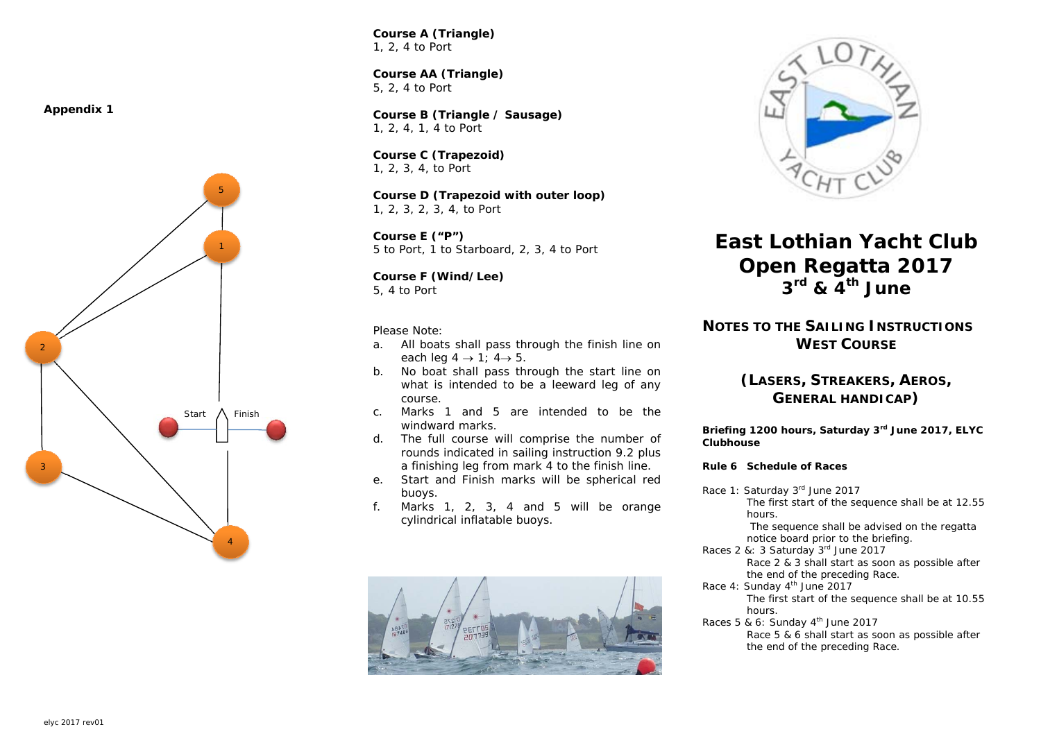**Appendix 1**

Start Finish

**Course A (Triangle)**
1, 2, 4 to Port

**Course AA (Triangle)**
5, 2, 4 to Port

**Course B (Triangle / Sausage)**
1, 2, 4, 1, 4 to Port

**Course C (Trapezoid)**
1, 2, 3, 4, to Port

**Course D (Trapezoid with outer loop)**
1, 2, 3, 2, 3, 4, to Port

**Course E ("P")**
5 to Port, 1 to Starboard, 2, 3, 4 to Port

**Course F (Wind/Lee)**
5, 4 to Port

Please Note:

a. All boats shall pass through the finish line on each leg 4 → 1; 4→ 5.
b. No boat shall pass through the start line on what is intended to be a leeward leg of any course.
c. Marks 1 and 5 are intended to be the windward marks.
d. The full course will comprise the number of rounds indicated in sailing instruction 9.2 plus a finishing leg from mark 4 to the finish line.
e. Start and Finish marks will be spherical red buoys.
f. Marks 1, 2, 3, 4 and 5 will be orange cylindrical inflatable buoys.

# East Lothian Yacht Club Open Regatta 2017 3rd & 4th June

## NOTES TO THE SAILING INSTRUCTIONS WEST COURSE

## (LASERS, STREAKERS, AEROS, GENERAL HANDICAP)

**Briefing 1200 hours, Saturday 3rd June 2017, ELYC Clubhouse**

**Rule 6 Schedule of Races**

Race 1: Saturday 3rd June 2017
The first start of the sequence shall be at 12.55 hours.
The sequence shall be advised on the regatta notice board prior to the briefing.

Races 2 &: 3 Saturday 3rd June 2017
Race 2 & 3 shall start as soon as possible after the end of the preceding Race.

Race 4: Sunday 4th June 2017
The first start of the sequence shall be at 10.55 hours.

Races 5 & 6: Sunday 4th June 2017
Race 5 & 6 shall start as soon as possible after the end of the preceding Race.

elyc 2017 rev01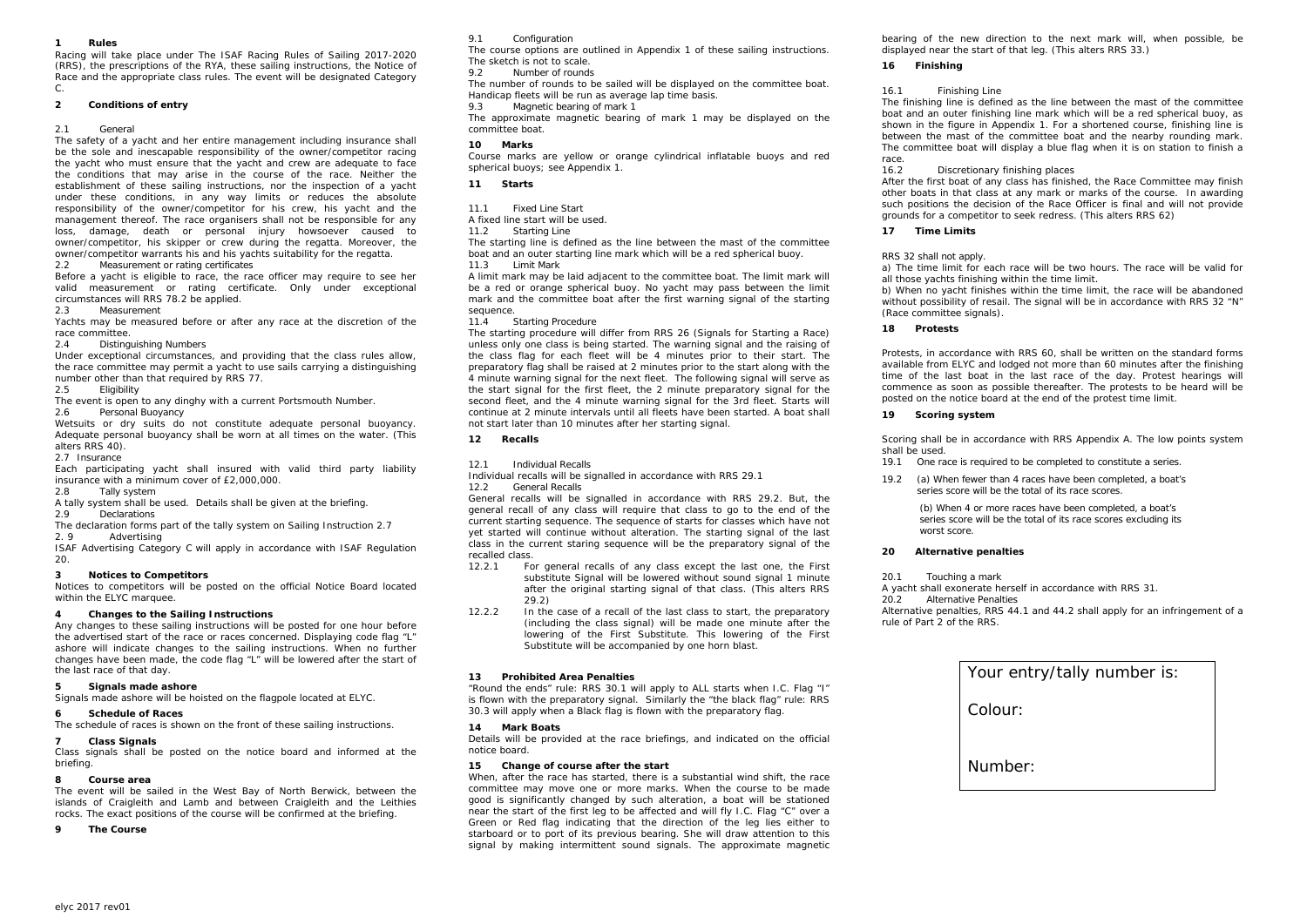## 1 Rules

Racing will take place under The ISAF Racing Rules of Sailing 2017-2020 (RRS), the prescriptions of the RYA, these sailing instructions, the Notice of Race and the appropriate class rules. The event will be designated Category C.

## 2 Conditions of entry

### 2.1 General

The safety of a yacht and her entire management including insurance shall be the sole and inescapable responsibility of the owner/competitor racing the yacht who must ensure that the yacht and crew are adequate to face the conditions that may arise in the course of the race. Neither the establishment of these sailing instructions, nor the inspection of a yacht under these conditions, in any way limits or reduces the absolute responsibility of the owner/competitor for his crew, his yacht and the management thereof. The race organisers shall not be responsible for any loss, damage, death or personal injury howsoever caused to owner/competitor, his skipper or crew during the regatta. Moreover, the owner/competitor warrants his and his yachts suitability for the regatta.

### 2.2 Measurement or rating certificates

Before a yacht is eligible to race, the race officer may require to see her valid measurement or rating certificate. Only under exceptional circumstances will RRS 78.2 be applied.

### 2.3 Measurement

Yachts may be measured before or after any race at the discretion of the race committee.

### 2.4 Distinguishing Numbers

Under exceptional circumstances, and providing that the class rules allow, the race committee may permit a yacht to use sails carrying a distinguishing number other than that required by RRS 77.

### 2.5 Eligibility

The event is open to any dinghy with a current Portsmouth Number.

### 2.6 Personal Buoyancy

Wetsuits or dry suits do not constitute adequate personal buoyancy. Adequate personal buoyancy shall be worn at all times on the water. (This alters RRS 40).

### 2.7 Insurance

Each participating yacht shall insured with valid third party liability insurance with a minimum cover of £2,000,000.

### 2.8 Tally system

A tally system shall be used. Details shall be given at the briefing.

### 2.9 Declarations

The declaration forms part of the tally system on Sailing Instruction 2.7

### 2. 9 Advertising

ISAF Advertising Category C will apply in accordance with ISAF Regulation 20.

## 3 Notices to Competitors

Notices to competitors will be posted on the official Notice Board located within the ELYC marquee.

## 4 Changes to the Sailing Instructions

Any changes to these sailing instructions will be posted for one hour before the advertised start of the race or races concerned. Displaying code flag "L" ashore will indicate changes to the sailing instructions. When no further changes have been made, the code flag "L" will be lowered after the start of the last race of that day.

## 5 Signals made ashore

Signals made ashore will be hoisted on the flagpole located at ELYC.

## 6 Schedule of Races

The schedule of races is shown on the front of these sailing instructions.

## 7 Class Signals

Class signals shall be posted on the notice board and informed at the briefing.

## 8 Course area

The event will be sailed in the West Bay of North Berwick, between the islands of Craigleith and Lamb and between Craigleith and the Leithies rocks. The exact positions of the course will be confirmed at the briefing.

## 9 The Course

### 9.1 Configuration

The course options are outlined in Appendix 1 of these sailing instructions. The sketch is not to scale.

### 9.2 Number of rounds

The number of rounds to be sailed will be displayed on the committee boat. Handicap fleets will be run as average lap time basis.

### 9.3 Magnetic bearing of mark 1

The approximate magnetic bearing of mark 1 may be displayed on the committee boat.

## 10 Marks

Course marks are yellow or orange cylindrical inflatable buoys and red spherical buoys; see Appendix 1.

## 11 Starts

### 11.1 Fixed Line Start

A fixed line start will be used.

### 11.2 Starting Line

The starting line is defined as the line between the mast of the committee boat and an outer starting line mark which will be a red spherical buoy.

### 11.3 Limit Mark

A limit mark may be laid adjacent to the committee boat. The limit mark will be a red or orange spherical buoy. No yacht may pass between the limit mark and the committee boat after the first warning signal of the starting sequence.

### 11.4 Starting Procedure

The starting procedure will differ from RRS 26 (Signals for Starting a Race) unless only one class is being started. The warning signal and the raising of the class flag for each fleet will be 4 minutes prior to their start. The preparatory flag shall be raised at 2 minutes prior to the start along with the 4 minute warning signal for the next fleet. The following signal will serve as the start signal for the first fleet, the 2 minute preparatory signal for the second fleet, and the 4 minute warning signal for the 3rd fleet. Starts will continue at 2 minute intervals until all fleets have been started. A boat shall not start later than 10 minutes after her starting signal.

## 12 Recalls

### 12.1 Individual Recalls

Individual recalls will be signalled in accordance with RRS 29.1

### 12.2 General Recalls

General recalls will be signalled in accordance with RRS 29.2. But, the general recall of any class will require that class to go to the end of the current starting sequence. The sequence of starts for classes which have not yet started will continue without alteration. The starting signal of the last class in the current staring sequence will be the preparatory signal of the recalled class.

12.2.1 For general recalls of any class except the last one, the First substitute Signal will be lowered without sound signal 1 minute after the original starting signal of that class. (This alters RRS 29.2)

12.2.2 In the case of a recall of the last class to start, the preparatory (including the class signal) will be made one minute after the lowering of the First Substitute. This lowering of the First Substitute will be accompanied by one horn blast.

## 13 Prohibited Area Penalties

"Round the ends" rule: RRS 30.1 will apply to ALL starts when I.C. Flag "I" is flown with the preparatory signal. Similarly the "the black flag" rule: RRS 30.3 will apply when a Black flag is flown with the preparatory flag.

## 14 Mark Boats

Details will be provided at the race briefings, and indicated on the official notice board.

## 15 Change of course after the start

When, after the race has started, there is a substantial wind shift, the race committee may move one or more marks. When the course to be made good is significantly changed by such alteration, a boat will be stationed near the start of the first leg to be affected and will fly I.C. Flag "C" over a Green or Red flag indicating that the direction of the leg lies either to starboard or to port of its previous bearing. She will draw attention to this signal by making intermittent sound signals. The approximate magnetic bearing of the new direction to the next mark will, when possible, be displayed near the start of that leg. (This alters RRS 33.)

## 16 Finishing

### 16.1 Finishing Line

The finishing line is defined as the line between the mast of the committee boat and an outer finishing line mark which will be a red spherical buoy, as shown in the figure in Appendix 1. For a shortened course, finishing line is between the mast of the committee boat and the nearby rounding mark. The committee boat will display a blue flag when it is on station to finish a race.

### 16.2 Discretionary finishing places

After the first boat of any class has finished, the Race Committee may finish other boats in that class at any mark or marks of the course. In awarding such positions the decision of the Race Officer is final and will not provide grounds for a competitor to seek redress. (This alters RRS 62)

## 17 Time Limits

RRS 32 shall not apply.

a) The time limit for each race will be two hours. The race will be valid for all those yachts finishing within the time limit.

b) When no yacht finishes within the time limit, the race will be abandoned without possibility of resail. The signal will be in accordance with RRS 32 "N" (Race committee signals).

## 18 Protests

Protests, in accordance with RRS 60, shall be written on the standard forms available from ELYC and lodged not more than 60 minutes after the finishing time of the last boat in the last race of the day. Protest hearings will commence as soon as possible thereafter. The protests to be heard will be posted on the notice board at the end of the protest time limit.

## 19 Scoring system

Scoring shall be in accordance with RRS Appendix A. The low points system shall be used.

19.1 One race is required to be completed to constitute a series.

19.2 (a) When fewer than 4 races have been completed, a boat's series score will be the total of its race scores.

(b) When 4 or more races have been completed, a boat's series score will be the total of its race scores excluding its worst score.

## 20 Alternative penalties

### 20.1 Touching a mark

A yacht shall exonerate herself in accordance with RRS 31.

### 20.2 Alternative Penalties

Alternative penalties, RRS 44.1 and 44.2 shall apply for an infringement of a rule of Part 2 of the RRS.

Your entry/tally number is:

Colour:

Number:

elyc 2017 rev01